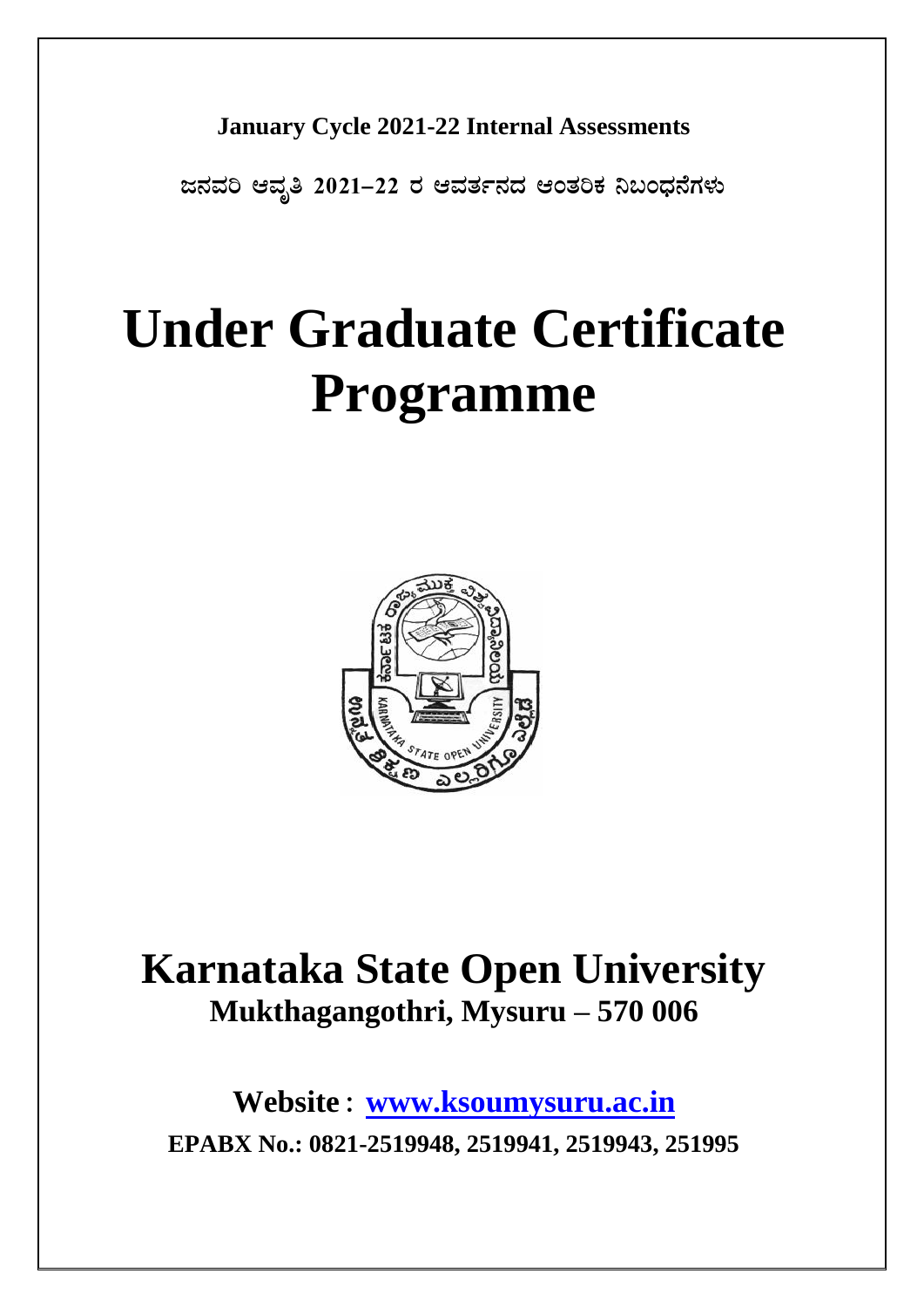**January Cycle 2021-22 Internal Assessments**

**ಜನವರಿ ಆವೃತಿ 2021–22 ರ ಆವರ್ತನದ ಆಂತರಿಕ ನಿಬಂಧನೆಗಳು**

# Under Graduate Certificate Programme

## Karnataka State Open University

### Mukthagangothri, Mysuru – 570 006

**Website** : **www.ksoumysuru.ac.in**

**EPABX No.: 0821-2519948, 2519941, 2519943, 251995**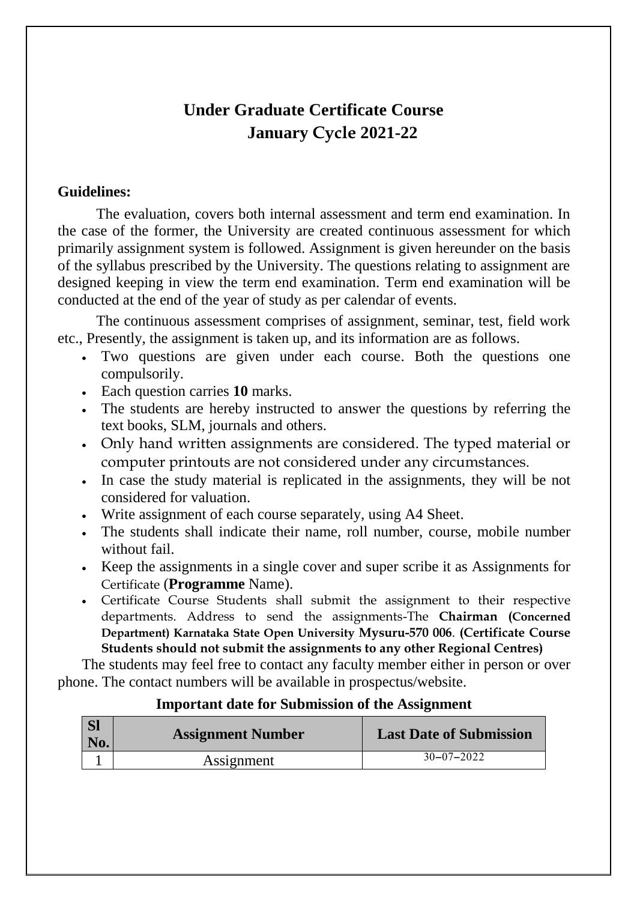# Under Graduate Certificate Course
## January Cycle 2021-22

**Guidelines:**

The evaluation, covers both internal assessment and term end examination. In the case of the former, the University are created continuous assessment for which primarily assignment system is followed. Assignment is given hereunder on the basis of the syllabus prescribed by the University. The questions relating to assignment are designed keeping in view the term end examination. Term end examination will be conducted at the end of the year of study as per calendar of events.

The continuous assessment comprises of assignment, seminar, test, field work etc., Presently, the assignment is taken up, and its information are as follows.

- Two questions are given under each course. Both the questions one compulsorily.
- Each question carries **10** marks.
- The students are hereby instructed to answer the questions by referring the text books, SLM, journals and others.
- Only hand written assignments are considered. The typed material or computer printouts are not considered under any circumstances.
- In case the study material is replicated in the assignments, they will be not considered for valuation.
- Write assignment of each course separately, using A4 Sheet.
- The students shall indicate their name, roll number, course, mobile number without fail.
- Keep the assignments in a single cover and super scribe it as Assignments for Certificate (**Programme** Name).
- Certificate Course Students shall submit the assignment to their respective departments. Address to send the assignments-The **Chairman (Concerned Department) Karnataka State Open University Mysuru-570 006**. **(Certificate Course Students should not submit the assignments to any other Regional Centres)**

The students may feel free to contact any faculty member either in person or over phone. The contact numbers will be available in prospectus/website.

**Important date for Submission of the Assignment**

| Sl No. | Assignment Number | Last Date of Submission |
|---|---|---|
| 1 | Assignment | 30–07–2022 |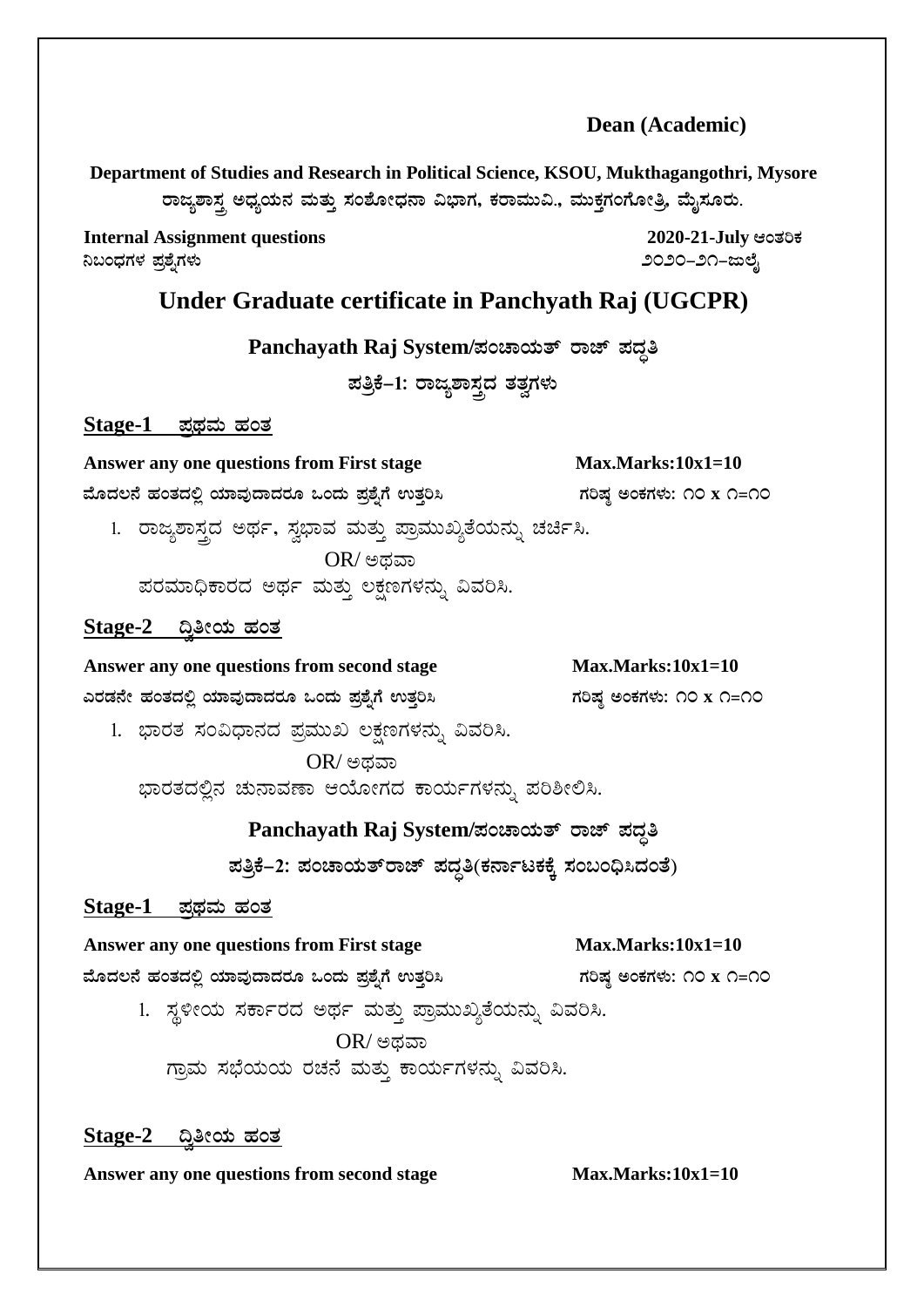**Dean (Academic)**

**Department of Studies and Research in Political Science, KSOU, Mukthagangothri, Mysore**
**ರಾಜ್ಯಶಾಸ್ತ್ರ ಅಧ್ಯಯನ ಮತ್ತು ಸಂಶೋಧನಾ ವಿಭಾಗ, ಕರಾಮುವಿ., ಮುಕ್ತಗಂಗೋತ್ರಿ, ಮೈಸೂರು.**

**Internal Assignment questions** — **2020-21-July ಆಂತರಿಕ**
ನಿಬಂಧಗಳ ಪ್ರಶ್ನೆಗಳು — ೨೦೨೦-೨೧-ಜುಲೈ

# Under Graduate certificate in Panchyath Raj (UGCPR)

## Panchayath Raj System/ಪಂಚಾಯತ್ ರಾಜ್ ಪದ್ಧತಿ

### ಪತ್ರಿಕೆ-1: ರಾಜ್ಯಶಾಸ್ತ್ರದ ತತ್ವಗಳು

**Stage-1 ಪ್ರಥಮ ಹಂತ**

**Answer any one questions from First stage** — **Max.Marks:10x1=10**
**ಮೊದಲನೆ ಹಂತದಲ್ಲಿ ಯಾವುದಾದರೂ ಒಂದು ಪ್ರಶ್ನೆಗೆ ಉತ್ತರಿಸಿ** — **ಗರಿಷ್ಠ ಅಂಕಗಳು: ೧೦ x ೧=೧೦**

1. ರಾಜ್ಯಶಾಸ್ತ್ರದ ಅರ್ಥ, ಸ್ವಭಾವ ಮತ್ತು ಪ್ರಾಮುಖ್ಯತೆಯನ್ನು ಚರ್ಚಿಸಿ.

   OR/ ಅಥವಾ

   ಪರಮಾಧಿಕಾರದ ಅರ್ಥ ಮತ್ತು ಲಕ್ಷಣಗಳನ್ನು ವಿವರಿಸಿ.

**Stage-2 ದ್ವಿತೀಯ ಹಂತ**

**Answer any one questions from second stage** — **Max.Marks:10x1=10**
**ಎರಡನೇ ಹಂತದಲ್ಲಿ ಯಾವುದಾದರೂ ಒಂದು ಪ್ರಶ್ನೆಗೆ ಉತ್ತರಿಸಿ** — **ಗರಿಷ್ಠ ಅಂಕಗಳು: ೧೦ x ೧=೧೦**

1. ಭಾರತ ಸಂವಿಧಾನದ ಪ್ರಮುಖ ಲಕ್ಷಣಗಳನ್ನು ವಿವರಿಸಿ.

   OR/ ಅಥವಾ

   ಭಾರತದಲ್ಲಿನ ಚುನಾವಣಾ ಆಯೋಗದ ಕಾರ್ಯಗಳನ್ನು ಪರಿಶೀಲಿಸಿ.

## Panchayath Raj System/ಪಂಚಾಯತ್ ರಾಜ್ ಪದ್ಧತಿ

### ಪತ್ರಿಕೆ-2: ಪಂಚಾಯತ್‌ರಾಜ್ ಪದ್ಧತಿ(ಕರ್ನಾಟಕಕ್ಕೆ ಸಂಬಂಧಿಸಿದಂತೆ)

**Stage-1 ಪ್ರಥಮ ಹಂತ**

**Answer any one questions from First stage** — **Max.Marks:10x1=10**
**ಮೊದಲನೆ ಹಂತದಲ್ಲಿ ಯಾವುದಾದರೂ ಒಂದು ಪ್ರಶ್ನೆಗೆ ಉತ್ತರಿಸಿ** — **ಗರಿಷ್ಠ ಅಂಕಗಳು: ೧೦ x ೧=೧೦**

1. ಸ್ಥಳೀಯ ಸರ್ಕಾರದ ಅರ್ಥ ಮತ್ತು ಪ್ರಾಮುಖ್ಯತೆಯನ್ನು ವಿವರಿಸಿ.

   OR/ ಅಥವಾ

   ಗ್ರಾಮ ಸಭೆಯಯ ರಚನೆ ಮತ್ತು ಕಾರ್ಯಗಳನ್ನು ವಿವರಿಸಿ.

**Stage-2 ದ್ವಿತೀಯ ಹಂತ**

**Answer any one questions from second stage** — **Max.Marks:10x1=10**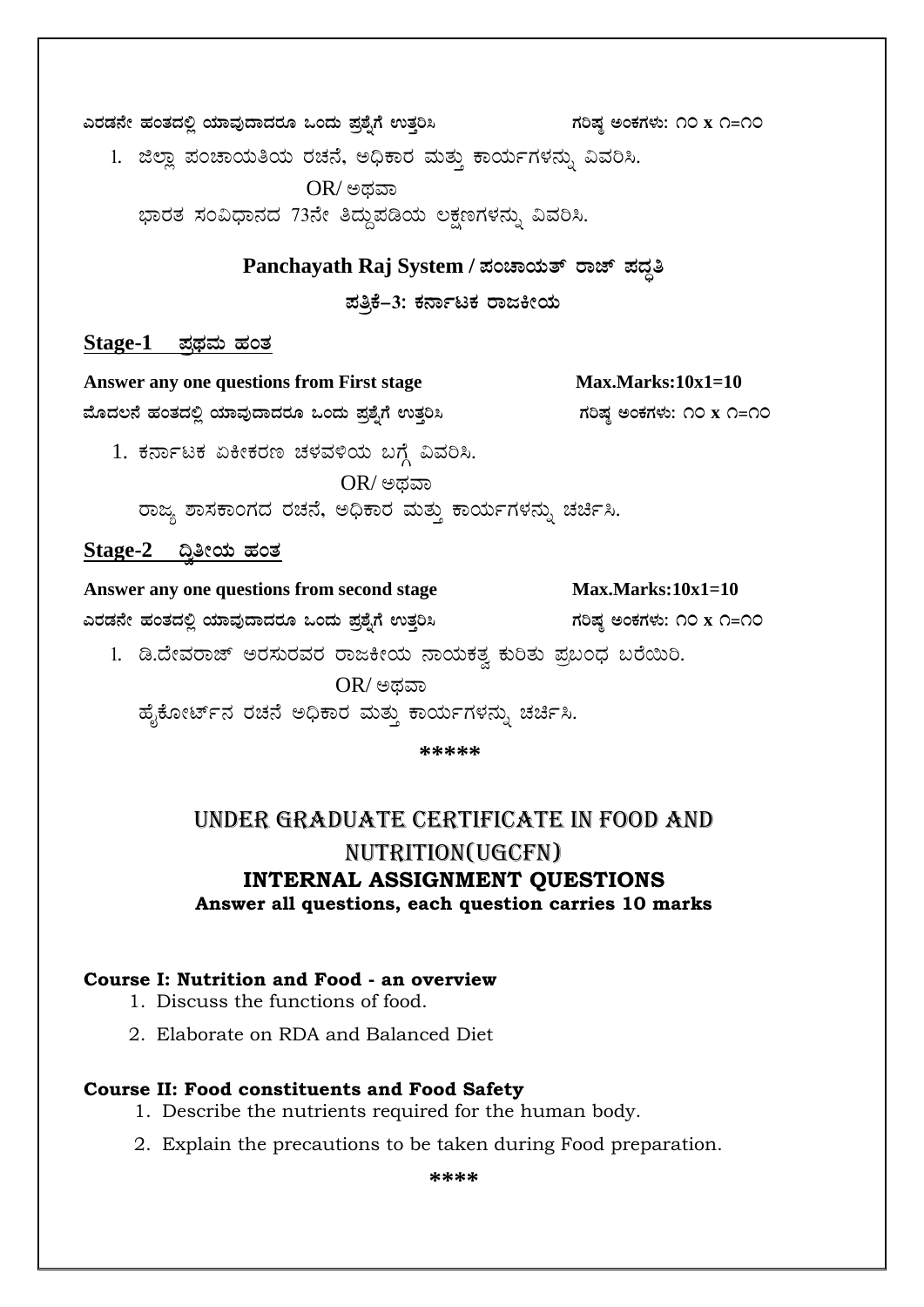**ಎರಡನೇ ಹಂತದಲ್ಲಿ ಯಾವುದಾದರೂ ಒಂದು ಪ್ರಶ್ನೆಗೆ ಉತ್ತರಿಸಿ** **ಗರಿಷ್ಠ ಅಂಕಗಳು: ೧೦ x ೧=೧೦**

1. ಜಿಲ್ಲಾ ಪಂಚಾಯತಿಯ ರಚನೆ, ಅಧಿಕಾರ ಮತ್ತು ಕಾರ್ಯಗಳನ್ನು ವಿವರಿಸಿ.

   OR/ ಅಥವಾ

   ಭಾರತ ಸಂವಿಧಾನದ 73ನೇ ತಿದ್ದುಪಡಿಯ ಲಕ್ಷಣಗಳನ್ನು ವಿವರಿಸಿ.

## Panchayath Raj System / ಪಂಚಾಯತ್ ರಾಜ್ ಪದ್ಧತಿ

### ಪತ್ರಿಕೆ–3: ಕರ್ನಾಟಕ ರಾಜಕೀಯ

**Stage-1 ಪ್ರಥಮ ಹಂತ**

**Answer any one questions from First stage** **Max.Marks:10x1=10**

**ಮೊದಲನೆ ಹಂತದಲ್ಲಿ ಯಾವುದಾದರೂ ಒಂದು ಪ್ರಶ್ನೆಗೆ ಉತ್ತರಿಸಿ** **ಗರಿಷ್ಠ ಅಂಕಗಳು: ೧೦ x ೧=೧೦**

1. ಕರ್ನಾಟಕ ಏಕೀಕರಣ ಚಳವಳಿಯ ಬಗ್ಗೆ ವಿವರಿಸಿ.

   OR/ ಅಥವಾ

   ರಾಜ್ಯ ಶಾಸಕಾಂಗದ ರಚನೆ, ಅಧಿಕಾರ ಮತ್ತು ಕಾರ್ಯಗಳನ್ನು ಚರ್ಚಿಸಿ.

**Stage-2 ದ್ವಿತೀಯ ಹಂತ**

**Answer any one questions from second stage** **Max.Marks:10x1=10**

**ಎರಡನೇ ಹಂತದಲ್ಲಿ ಯಾವುದಾದರೂ ಒಂದು ಪ್ರಶ್ನೆಗೆ ಉತ್ತರಿಸಿ** **ಗರಿಷ್ಠ ಅಂಕಗಳು: ೧೦ x ೧=೧೦**

1. ಡಿ.ದೇವರಾಜ್ ಅರಸುರವರ ರಾಜಕೀಯ ನಾಯಕತ್ವ ಕುರಿತು ಪ್ರಬಂಧ ಬರೆಯಿರಿ.

   OR/ ಅಥವಾ

   ಹೈಕೋರ್ಟ್‌ನ ರಚನೆ ಅಧಿಕಾರ ಮತ್ತು ಕಾರ್ಯಗಳನ್ನು ಚರ್ಚಿಸಿ.

*****

# UNDER GRADUATE CERTIFICATE IN FOOD AND NUTRITION(UGCFN)

## INTERNAL ASSIGNMENT QUESTIONS

**Answer all questions, each question carries 10 marks**

**Course I: Nutrition and Food - an overview**

1. Discuss the functions of food.
2. Elaborate on RDA and Balanced Diet

**Course II: Food constituents and Food Safety**

1. Describe the nutrients required for the human body.
2. Explain the precautions to be taken during Food preparation.

****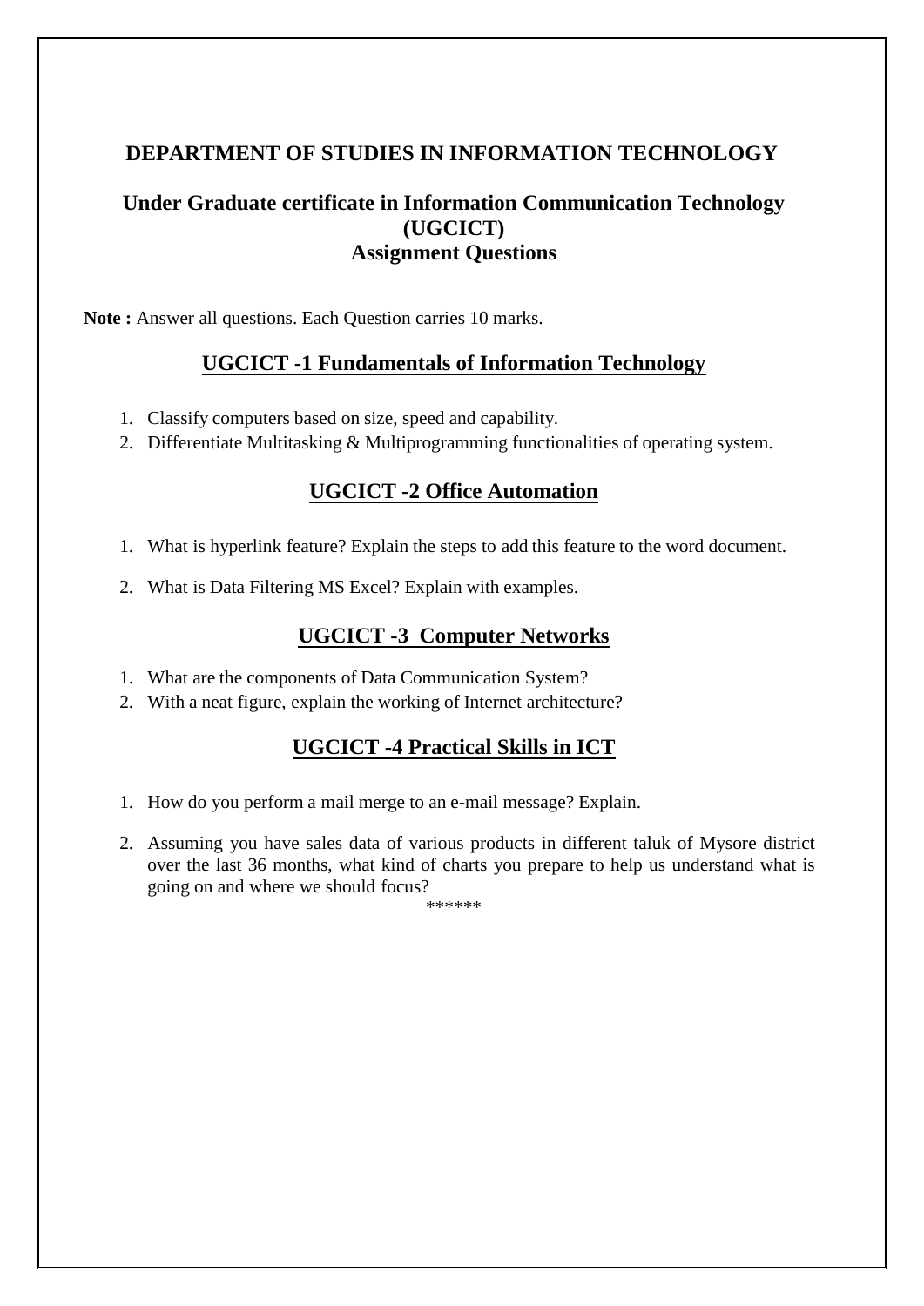# DEPARTMENT OF STUDIES IN INFORMATION TECHNOLOGY

## Under Graduate certificate in Information Communication Technology (UGCICT)
## Assignment Questions

**Note :** Answer all questions. Each Question carries 10 marks.

### UGCICT -1 Fundamentals of Information Technology

1. Classify computers based on size, speed and capability.
2. Differentiate Multitasking & Multiprogramming functionalities of operating system.

### UGCICT -2 Office Automation

1. What is hyperlink feature? Explain the steps to add this feature to the word document.
2. What is Data Filtering MS Excel? Explain with examples.

### UGCICT -3 Computer Networks

1. What are the components of Data Communication System?
2. With a neat figure, explain the working of Internet architecture?

### UGCICT -4 Practical Skills in ICT

1. How do you perform a mail merge to an e-mail message? Explain.
2. Assuming you have sales data of various products in different taluk of Mysore district over the last 36 months, what kind of charts you prepare to help us understand what is going on and where we should focus?

******